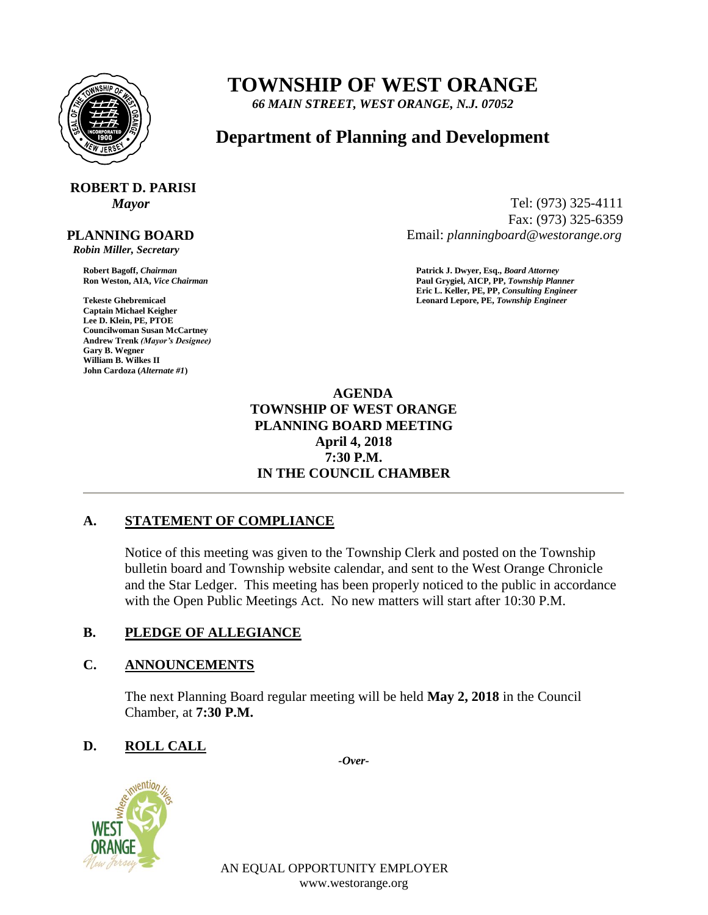# TOWNSHIP OF WEST ORANGE

*66 MAIN STREET, WEST ORANGE, N.J. 07052*

## Department of Planning and Development

**ROBERT D. PARISI**
*Mayor*

Tel: (973) 325-4111
Fax: (973) 325-6359
Email: *planningboard@westorange.org*

**PLANNING BOARD**
*Robin Miller, Secretary*

**Robert Bagoff,** *Chairman*
**Ron Weston, AIA,** *Vice Chairman*
**Tekeste Ghebremicael**
**Captain Michael Keigher**
**Lee D. Klein, PE, PTOE**
**Councilwoman Susan McCartney**
**Andrew Trenk** *(Mayor's Designee)*
**Gary B. Wegner**
**William B. Wilkes II**
**John Cardoza (***Alternate #1***)**

**Patrick J. Dwyer, Esq.,** *Board Attorney*
**Paul Grygiel, AICP, PP,** *Township Planner*
**Eric L. Keller, PE, PP,** *Consulting Engineer*
**Leonard Lepore, PE,** *Township Engineer*

**AGENDA**
**TOWNSHIP OF WEST ORANGE**
**PLANNING BOARD MEETING**
**April 4, 2018**
**7:30 P.M.**
**IN THE COUNCIL CHAMBER**

---

## A. STATEMENT OF COMPLIANCE

Notice of this meeting was given to the Township Clerk and posted on the Township bulletin board and Township website calendar, and sent to the West Orange Chronicle and the Star Ledger. This meeting has been properly noticed to the public in accordance with the Open Public Meetings Act. No new matters will start after 10:30 P.M.

## B. PLEDGE OF ALLEGIANCE

## C. ANNOUNCEMENTS

The next Planning Board regular meeting will be held **May 2, 2018** in the Council Chamber, at **7:30 P.M.**

## D. ROLL CALL

*-Over-*

AN EQUAL OPPORTUNITY EMPLOYER
www.westorange.org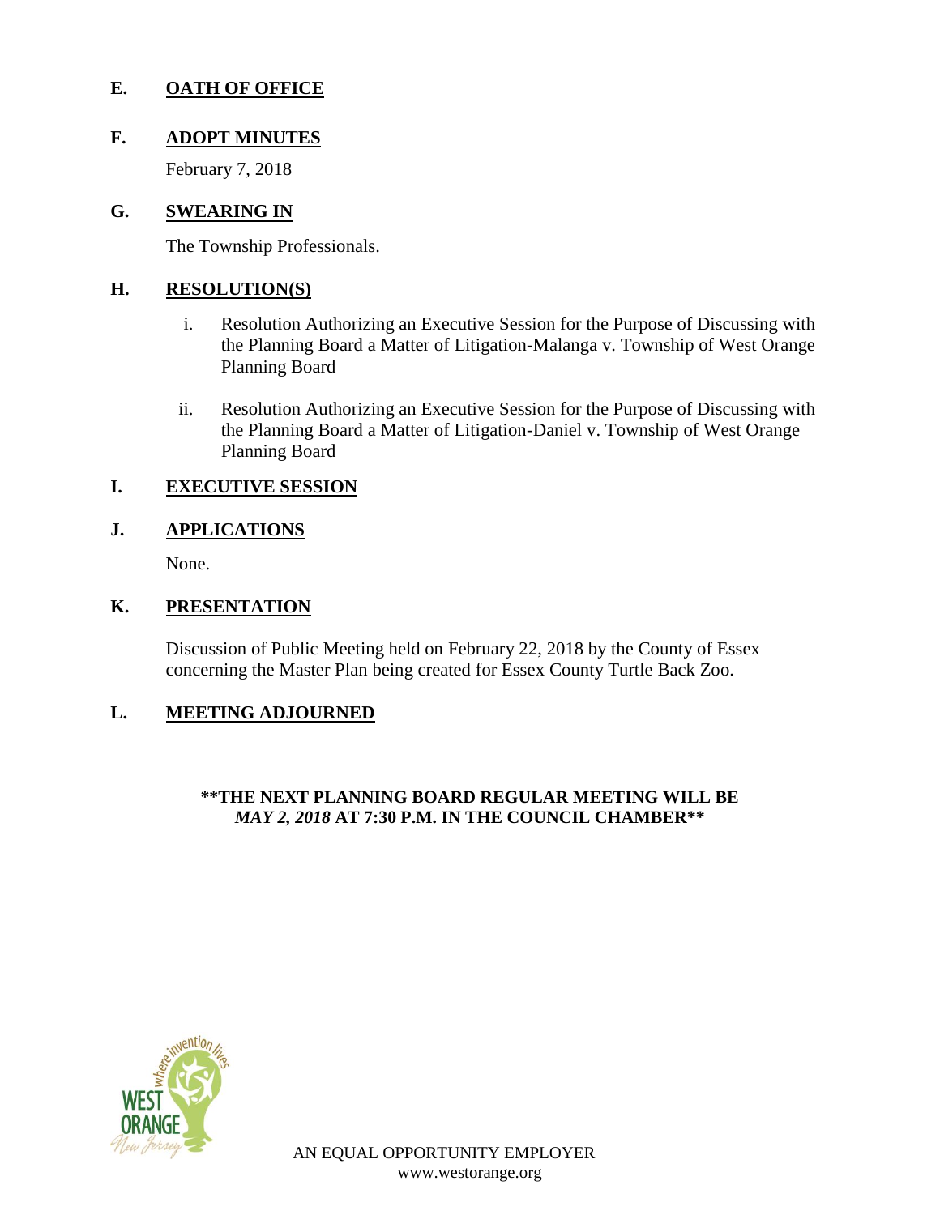## E. OATH OF OFFICE

## F. ADOPT MINUTES

February 7, 2018

## G. SWEARING IN

The Township Professionals.

## H. RESOLUTION(S)

i. Resolution Authorizing an Executive Session for the Purpose of Discussing with the Planning Board a Matter of Litigation-Malanga v. Township of West Orange Planning Board

ii. Resolution Authorizing an Executive Session for the Purpose of Discussing with the Planning Board a Matter of Litigation-Daniel v. Township of West Orange Planning Board

## I. EXECUTIVE SESSION

## J. APPLICATIONS

None.

## K. PRESENTATION

Discussion of Public Meeting held on February 22, 2018 by the County of Essex concerning the Master Plan being created for Essex County Turtle Back Zoo.

## L. MEETING ADJOURNED

**\*\*THE NEXT PLANNING BOARD REGULAR MEETING WILL BE *MAY 2, 2018* AT 7:30 P.M. IN THE COUNCIL CHAMBER\*\***

WEST ORANGE New Jersey — where invention lives

AN EQUAL OPPORTUNITY EMPLOYER
www.westorange.org